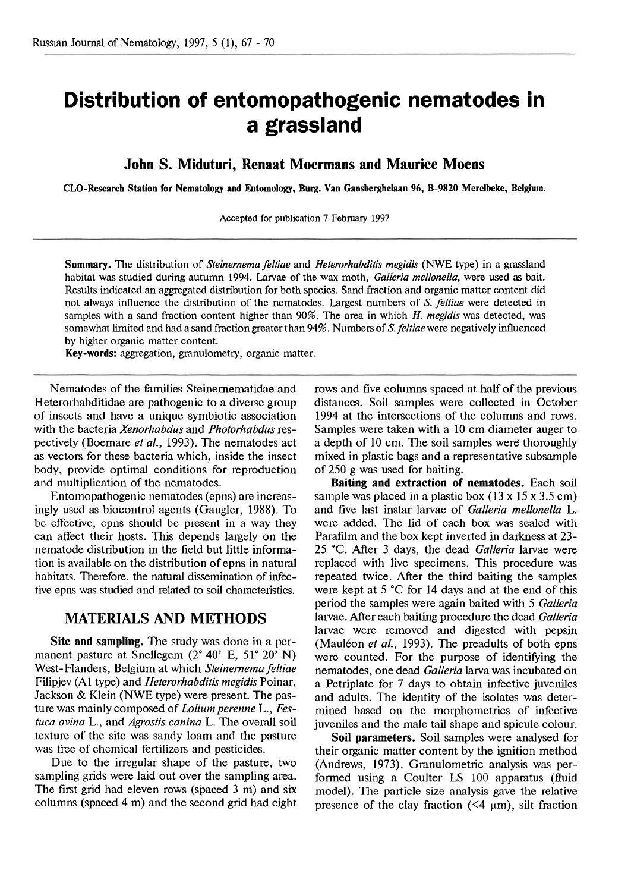# Distribution of entomopathogenic nematodes in a grassland

## John S. Miduturi, Renaat Moermans and Maurice Moens

**CLO-Research Station for Nematology and Entomology, Burg. Van Gansberghelaan 96, B-9820 Merelbeke, Belgium.**

Accepted for publication 7 February 1997

**Summary.** The distribution of *Steinernema feltiae* and *Heterorhabditis megidis* (NWE type) in a grassland habitat was studied during autumn 1994. Larvae of the wax moth, *Galleria mellonella*, were used as bait. Results indicated an aggregated distribution for both species. Sand fraction and organic matter content did not always influence the distribution of the nematodes. Largest numbers of *S. feltiae* were detected in samples with a sand fraction content higher than 90%. The area in which *H. megidis* was detected, was somewhat limited and had a sand fraction greater than 94%. Numbers of *S. feltiae* were negatively influenced by higher organic matter content.

**Key-words:** aggregation, granulometry, organic matter.

Nematodes of the families Steinernematidae and Heterorhabditidae are pathogenic to a diverse group of insects and have a unique symbiotic association with the bacteria *Xenorhabdus* and *Photorhabdus* respectively (Boemare *et al.*, 1993). The nematodes act as vectors for these bacteria which, inside the insect body, provide optimal conditions for reproduction and multiplication of the nematodes.

Entomopathogenic nematodes (epns) are increasingly used as biocontrol agents (Gaugler, 1988). To be effective, epns should be present in a way they can affect their hosts. This depends largely on the nematode distribution in the field but little information is available on the distribution of epns in natural habitats. Therefore, the natural dissemination of infective epns was studied and related to soil characteristics.

## MATERIALS AND METHODS

**Site and sampling.** The study was done in a permanent pasture at Snellegem (2° 40' E, 51° 20' N) West-Flanders, Belgium at which *Steinernema feltiae* Filipjev (A1 type) and *Heterorhabditis megidis* Poinar, Jackson & Klein (NWE type) were present. The pasture was mainly composed of *Lolium perenne* L., *Festuca ovina* L., and *Agrostis canina* L. The overall soil texture of the site was sandy loam and the pasture was free of chemical fertilizers and pesticides.

Due to the irregular shape of the pasture, two sampling grids were laid out over the sampling area. The first grid had eleven rows (spaced 3 m) and six columns (spaced 4 m) and the second grid had eight rows and five columns spaced at half of the previous distances. Soil samples were collected in October 1994 at the intersections of the columns and rows. Samples were taken with a 10 cm diameter auger to a depth of 10 cm. The soil samples were thoroughly mixed in plastic bags and a representative subsample of 250 g was used for baiting.

**Baiting and extraction of nematodes.** Each soil sample was placed in a plastic box (13 x 15 x 3.5 cm) and five last instar larvae of *Galleria mellonella* L. were added. The lid of each box was sealed with Parafilm and the box kept inverted in darkness at 23-25 °C. After 3 days, the dead *Galleria* larvae were replaced with live specimens. This procedure was repeated twice. After the third baiting the samples were kept at 5 °C for 14 days and at the end of this period the samples were again baited with 5 *Galleria* larvae. After each baiting procedure the dead *Galleria* larvae were removed and digested with pepsin (Mauléon *et al.*, 1993). The preadults of both epns were counted. For the purpose of identifying the nematodes, one dead *Galleria* larva was incubated on a Petriplate for 7 days to obtain infective juveniles and adults. The identity of the isolates was determined based on the morphometrics of infective juveniles and the male tail shape and spicule colour.

**Soil parameters.** Soil samples were analysed for their organic matter content by the ignition method (Andrews, 1973). Granulometric analysis was performed using a Coulter LS 100 apparatus (fluid model). The particle size analysis gave the relative presence of the clay fraction (<4 µm), silt fraction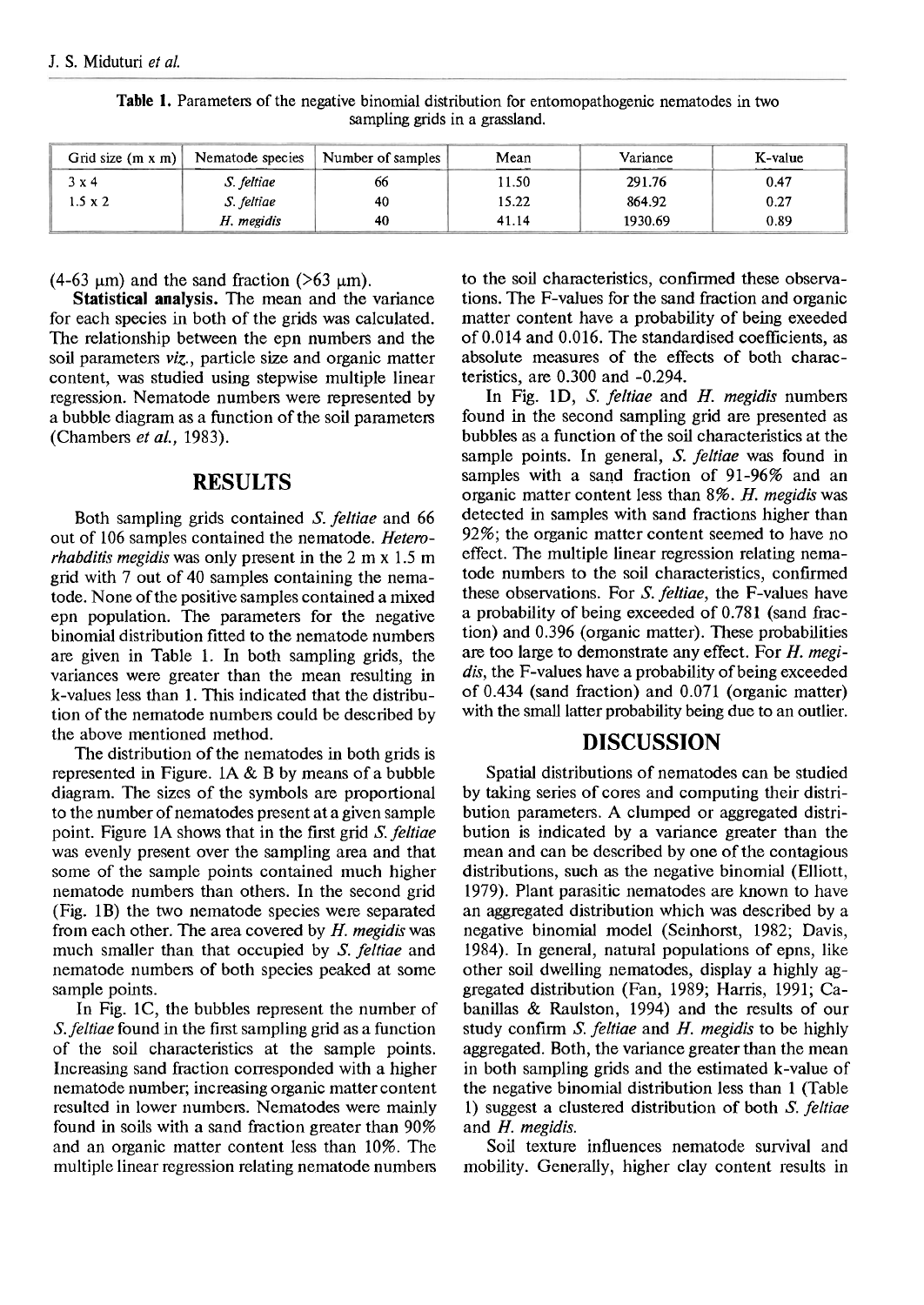**Table 1.** Parameters of the negative binomial distribution for entomopathogenic nematodes in two sampling grids in a grassland.

| Grid size (m x m) | Nematode species | Number of samples | Mean | Variance | K-value |
|---|---|---|---|---|---|
| 3 x 4 | *S. feltiae* | 66 | 11.50 | 291.76 | 0.47 |
| 1.5 x 2 | *S. feltiae* | 40 | 15.22 | 864.92 | 0.27 |
| | *H. megidis* | 40 | 41.14 | 1930.69 | 0.89 |

(4-63 μm) and the sand fraction (>63 μm).

**Statistical analysis.** The mean and the variance for each species in both of the grids was calculated. The relationship between the epn numbers and the soil parameters *viz.*, particle size and organic matter content, was studied using stepwise multiple linear regression. Nematode numbers were represented by a bubble diagram as a function of the soil parameters (Chambers *et al.*, 1983).

## RESULTS

Both sampling grids contained *S. feltiae* and 66 out of 106 samples contained the nematode. *Heterorhabditis megidis* was only present in the 2 m x 1.5 m grid with 7 out of 40 samples containing the nematode. None of the positive samples contained a mixed epn population. The parameters for the negative binomial distribution fitted to the nematode numbers are given in Table 1. In both sampling grids, the variances were greater than the mean resulting in k-values less than 1. This indicated that the distribution of the nematode numbers could be described by the above mentioned method.

The distribution of the nematodes in both grids is represented in Figure. 1A & B by means of a bubble diagram. The sizes of the symbols are proportional to the number of nematodes present at a given sample point. Figure 1A shows that in the first grid *S. feltiae* was evenly present over the sampling area and that some of the sample points contained much higher nematode numbers than others. In the second grid (Fig. 1B) the two nematode species were separated from each other. The area covered by *H. megidis* was much smaller than that occupied by *S. feltiae* and nematode numbers of both species peaked at some sample points.

In Fig. 1C, the bubbles represent the number of *S. feltiae* found in the first sampling grid as a function of the soil characteristics at the sample points. Increasing sand fraction corresponded with a higher nematode number; increasing organic matter content resulted in lower numbers. Nematodes were mainly found in soils with a sand fraction greater than 90% and an organic matter content less than 10%. The multiple linear regression relating nematode numbers to the soil characteristics, confirmed these observations. The F-values for the sand fraction and organic matter content have a probability of being exeeded of 0.014 and 0.016. The standardised coefficients, as absolute measures of the effects of both characteristics, are 0.300 and -0.294.

In Fig. 1D, *S. feltiae* and *H. megidis* numbers found in the second sampling grid are presented as bubbles as a function of the soil characteristics at the sample points. In general, *S. feltiae* was found in samples with a sand fraction of 91-96% and an organic matter content less than 8%. *H. megidis* was detected in samples with sand fractions higher than 92%; the organic matter content seemed to have no effect. The multiple linear regression relating nematode numbers to the soil characteristics, confirmed these observations. For *S. feltiae*, the F-values have a probability of being exceeded of 0.781 (sand fraction) and 0.396 (organic matter). These probabilities are too large to demonstrate any effect. For *H. megidis*, the F-values have a probability of being exceeded of 0.434 (sand fraction) and 0.071 (organic matter) with the small latter probability being due to an outlier.

## DISCUSSION

Spatial distributions of nematodes can be studied by taking series of cores and computing their distribution parameters. A clumped or aggregated distribution is indicated by a variance greater than the mean and can be described by one of the contagious distributions, such as the negative binomial (Elliott, 1979). Plant parasitic nematodes are known to have an aggregated distribution which was described by a negative binomial model (Seinhorst, 1982; Davis, 1984). In general, natural populations of epns, like other soil dwelling nematodes, display a highly aggregated distribution (Fan, 1989; Harris, 1991; Cabanillas & Raulston, 1994) and the results of our study confirm *S. feltiae* and *H. megidis* to be highly aggregated. Both, the variance greater than the mean in both sampling grids and the estimated k-value of the negative binomial distribution less than 1 (Table 1) suggest a clustered distribution of both *S. feltiae* and *H. megidis*.

Soil texture influences nematode survival and mobility. Generally, higher clay content results in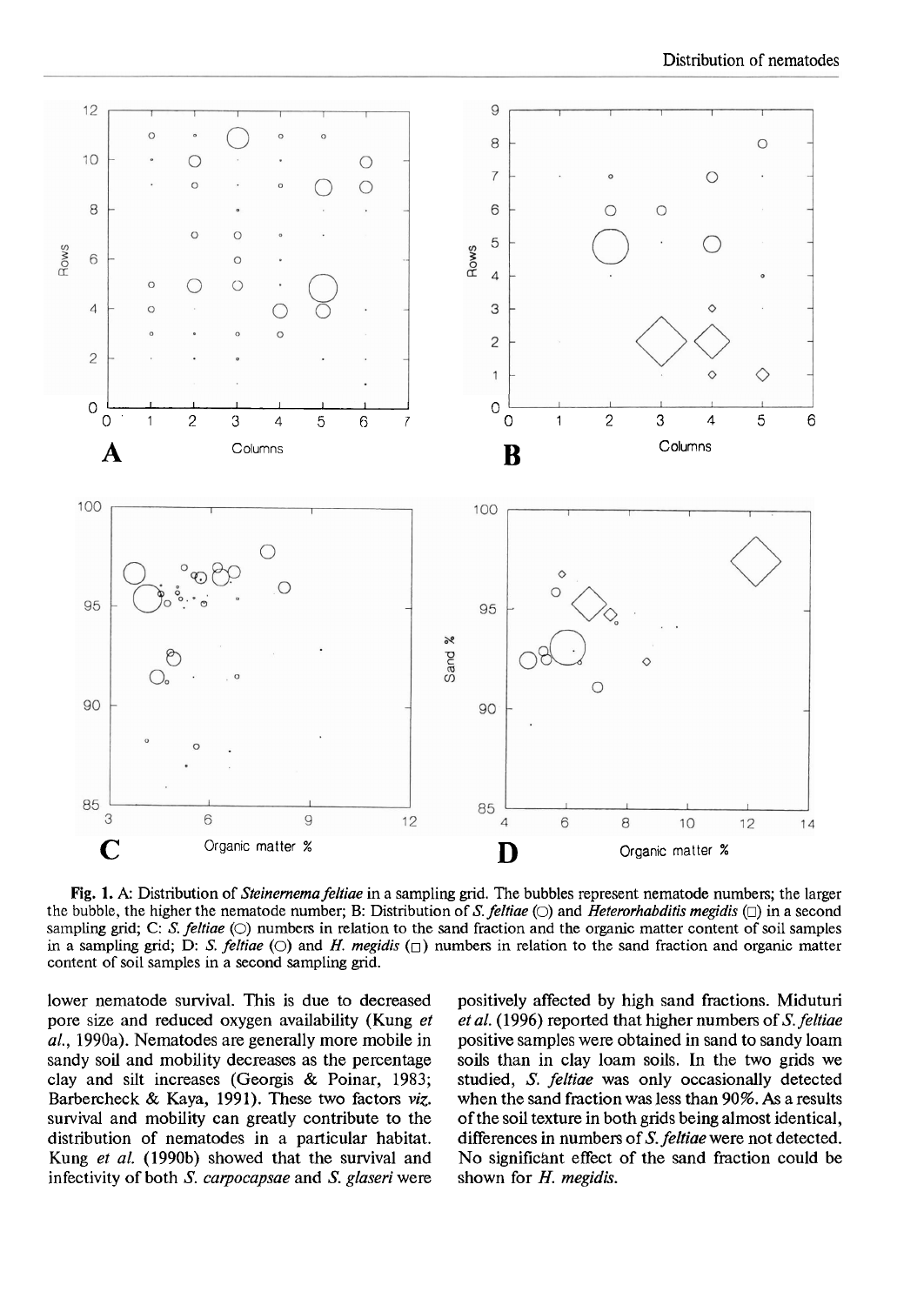Fig. 1. A: Distribution of *Steinernema feltiae* in a sampling grid. The bubbles represent nematode numbers; the larger the bubble, the higher the nematode number; B: Distribution of *S. feltiae* (○) and *Heterorhabditis megidis* (□) in a second sampling grid; C: *S. feltiae* (○) numbers in relation to the sand fraction and the organic matter content of soil samples in a sampling grid; D: *S. feltiae* (○) and *H. megidis* (□) numbers in relation to the sand fraction and organic matter content of soil samples in a second sampling grid.

lower nematode survival. This is due to decreased pore size and reduced oxygen availability (Kung *et al.*, 1990a). Nematodes are generally more mobile in sandy soil and mobility decreases as the percentage clay and silt increases (Georgis & Poinar, 1983; Barbercheck & Kaya, 1991). These two factors *viz.* survival and mobility can greatly contribute to the distribution of nematodes in a particular habitat. Kung *et al.* (1990b) showed that the survival and infectivity of both *S. carpocapsae* and *S. glaseri* were positively affected by high sand fractions. Miduturi *et al.* (1996) reported that higher numbers of *S. feltiae* positive samples were obtained in sand to sandy loam soils than in clay loam soils. In the two grids we studied, *S. feltiae* was only occasionally detected when the sand fraction was less than 90%. As a results of the soil texture in both grids being almost identical, differences in numbers of *S. feltiae* were not detected. No significant effect of the sand fraction could be shown for *H. megidis*.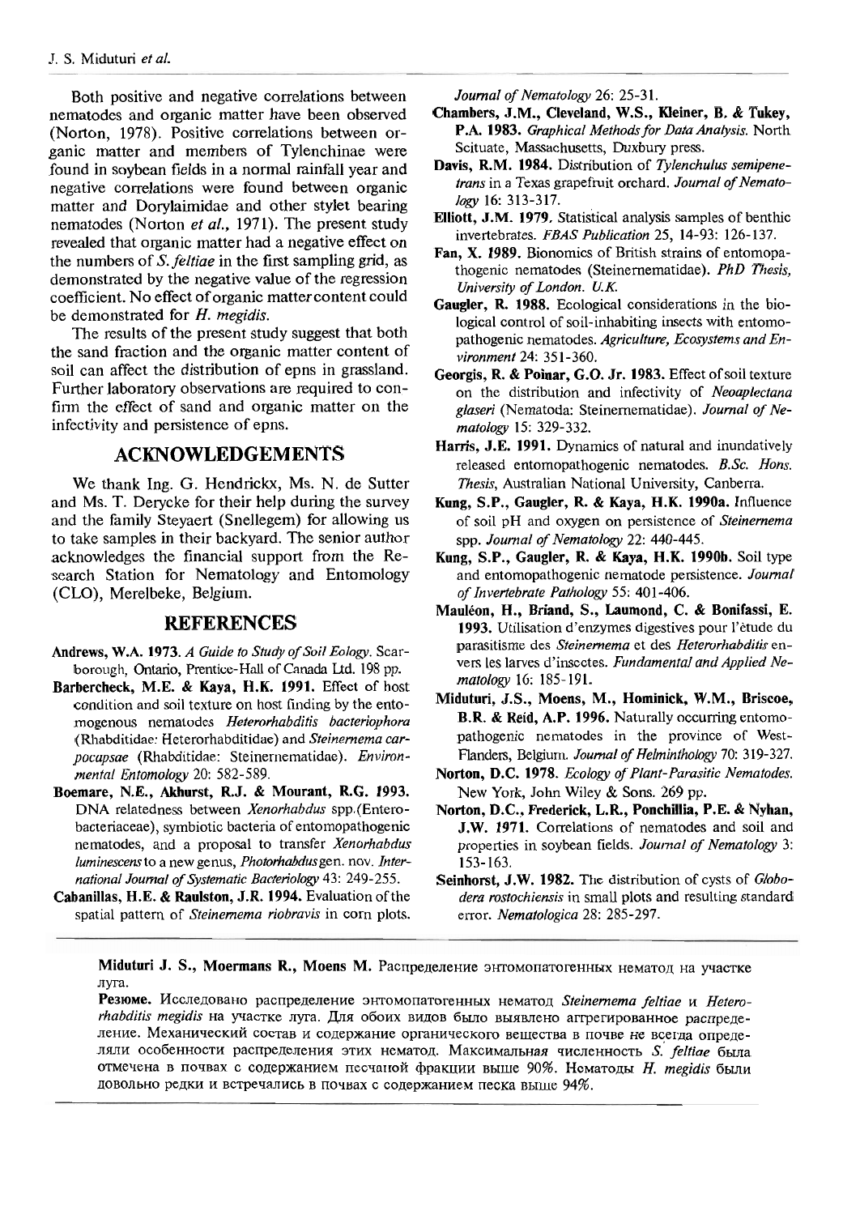Both positive and negative correlations between nematodes and organic matter have been observed (Norton, 1978). Positive correlations between organic matter and members of Tylenchinae were found in soybean fields in a normal rainfall year and negative correlations were found between organic matter and Dorylaimidae and other stylet bearing nematodes (Norton *et al.*, 1971). The present study revealed that organic matter had a negative effect on the numbers of *S. feltiae* in the first sampling grid, as demonstrated by the negative value of the regression coefficient. No effect of organic matter content could be demonstrated for *H. megidis*.

The results of the present study suggest that both the sand fraction and the organic matter content of soil can affect the distribution of epns in grassland. Further laboratory observations are required to confirm the effect of sand and organic matter on the infectivity and persistence of epns.

## ACKNOWLEDGEMENTS

We thank Ing. G. Hendrickx, Ms. N. de Sutter and Ms. T. Derycke for their help during the survey and the family Steyaert (Snellegem) for allowing us to take samples in their backyard. The senior author acknowledges the financial support from the Research Station for Nematology and Entomology (CLO), Merelbeke, Belgium.

## REFERENCES

**Andrews, W.A. 1973.** *A Guide to Study of Soil Eology*. Scarborough, Ontario, Prentice-Hall of Canada Ltd. 198 pp.

**Barbercheck, M.E. & Kaya, H.K. 1991.** Effect of host condition and soil texture on host finding by the entomogenous nematodes *Heterorhabditis bacteriophora* (Rhabditidae: Heterorhabditidae) and *Steinernema carpocapsae* (Rhabditidae: Steinernematidae). *Environmental Entomology* 20: 582-589.

**Boemare, N.E., Akhurst, R.J. & Mourant, R.G. 1993.** DNA relatedness between *Xenorhabdus* spp.(Enterobacteriaceae), symbiotic bacteria of entomopathogenic nematodes, and a proposal to transfer *Xenorhabdus luminescens* to a new genus, *Photorhabdus* gen. nov. *International Journal of Systematic Bacteriology* 43: 249-255.

**Cabanillas, H.E. & Raulston, J.R. 1994.** Evaluation of the spatial pattern of *Steinernema riobravis* in corn plots. *Journal of Nematology* 26: 25-31.

**Chambers, J.M., Cleveland, W.S., Kleiner, B. & Tukey, P.A. 1983.** *Graphical Methods for Data Analysis*. North Scituate, Massachusetts, Duxbury press.

**Davis, R.M. 1984.** Distribution of *Tylenchulus semipenetrans* in a Texas grapefruit orchard. *Journal of Nematology* 16: 313-317.

**Elliott, J.M. 1979.** Statistical analysis samples of benthic invertebrates. *FBAS Publication* 25, 14-93: 126-137.

**Fan, X. 1989.** Bionomics of British strains of entomopathogenic nematodes (Steinernematidae). *PhD Thesis, University of London. U.K.*

**Gaugler, R. 1988.** Ecological considerations in the biological control of soil-inhabiting insects with entomopathogenic nematodes. *Agriculture, Ecosystems and Environment* 24: 351-360.

**Georgis, R. & Poinar, G.O. Jr. 1983.** Effect of soil texture on the distribution and infectivity of *Neoaplectana glaseri* (Nematoda: Steinernematidae). *Journal of Nematology* 15: 329-332.

**Harris, J.E. 1991.** Dynamics of natural and inundatively released entomopathogenic nematodes. *B.Sc. Hons. Thesis*, Australian National University, Canberra.

**Kung, S.P., Gaugler, R. & Kaya, H.K. 1990a.** Influence of soil pH and oxygen on persistence of *Steinernema* spp. *Journal of Nematology* 22: 440-445.

**Kung, S.P., Gaugler, R. & Kaya, H.K. 1990b.** Soil type and entomopathogenic nematode persistence. *Journal of Invertebrate Pathology* 55: 401-406.

**Mauléon, H., Briand, S., Laumond, C. & Bonifassi, E. 1993.** Utilisation d'enzymes digestives pour l'étude du parasitisme des *Steinernema* et des *Heterorhabditis* envers les larves d'insectes. *Fundamental and Applied Nematology* 16: 185-191.

**Miduturi, J.S., Moens, M., Hominick, W.M., Briscoe, B.R. & Reid, A.P. 1996.** Naturally occurring entomopathogenic nematodes in the province of West-Flanders, Belgium. *Journal of Helminthology* 70: 319-327.

**Norton, D.C. 1978.** *Ecology of Plant-Parasitic Nematodes*. New York, John Wiley & Sons. 269 pp.

**Norton, D.C., Frederick, L.R., Ponchillia, P.E. & Nyhan, J.W. 1971.** Correlations of nematodes and soil and properties in soybean fields. *Journal of Nematology* 3: 153-163.

**Seinhorst, J.W. 1982.** The distribution of cysts of *Globodera rostochiensis* in small plots and resulting standard error. *Nematologica* 28: 285-297.

---

**Miduturi J. S., Moermans R., Moens M.** Распределение энтомопатогенных нематод на участке луга.

**Резюме.** Исследовано распределение энтомопатогенных нематод *Steinernema feltiae* и *Heterorhabditis megidis* на участке луга. Для обоих видов было выявлено аггрегированное распределение. Механический состав и содержание органического вещества в почве не всегда определяли особенности распределения этих нематод. Максимальная численность *S. feltiae* была отмечена в почвах с содержанием песчаной фракции выше 90%. Нематоды *H. megidis* были довольно редки и встречались в почвах с содержанием песка выше 94%.